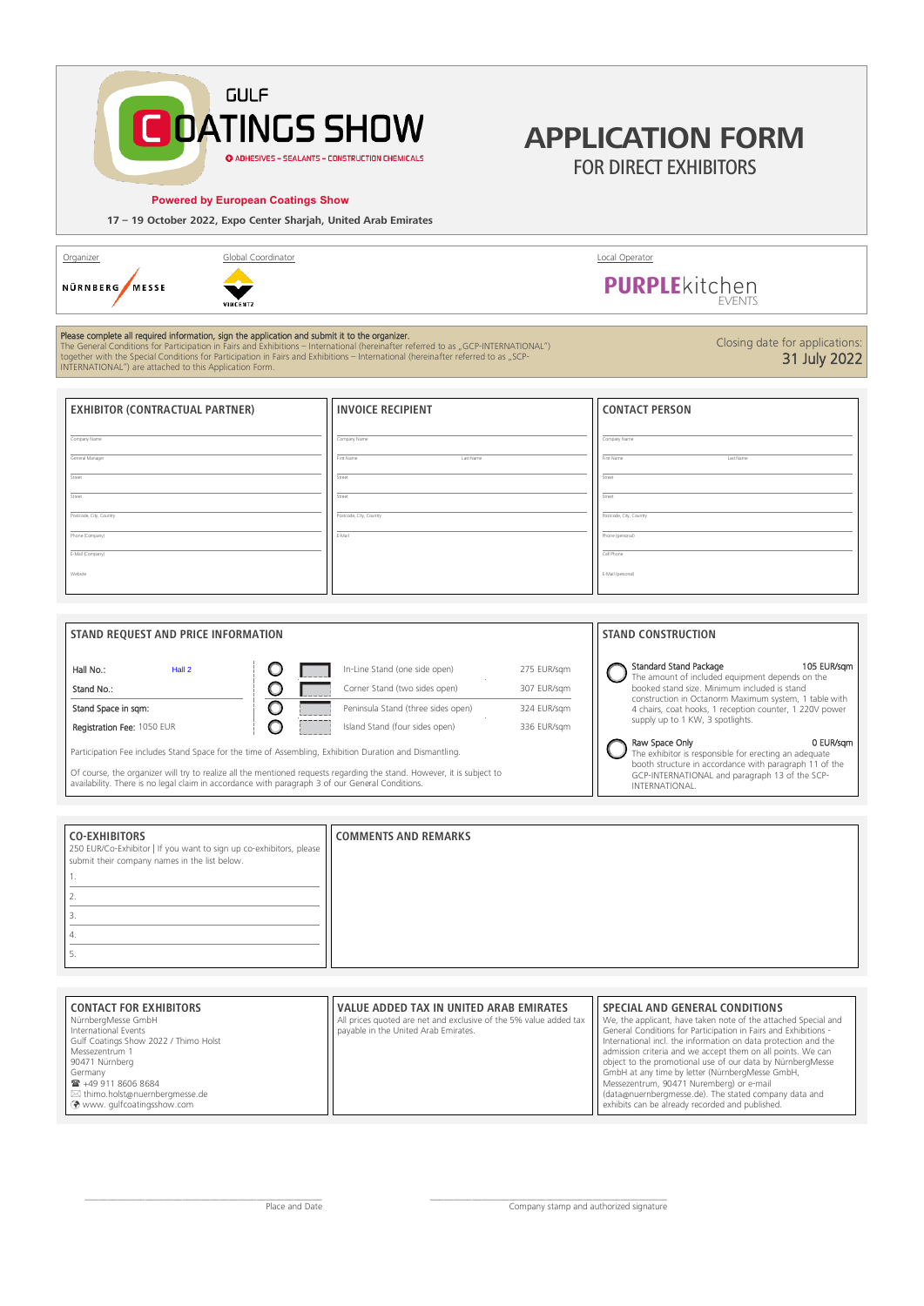# GULF COATINGS SHOW

ADHESIVES – SEALANTS – CONSTRUCTION CHEMICALS

**Powered by European Coatings Show**

**17 – 19 October 2022, Expo Center Sharjah, United Arab Emirates**

# APPLICATION FORM

## FOR DIRECT EXHIBITORS

Organizer: NÜRNBERG MESSE

Global Coordinator: VINCENTZ

Local Operator: PURPLEkitchen EVENTS

Please complete all required information, sign the application and submit it to the organizer.
The General Conditions for Participation in Fairs and Exhibitions – International (hereinafter referred to as „GCP-INTERNATIONAL") together with the Special Conditions for Participation in Fairs and Exhibitions – International (hereinafter referred to as „SCP-INTERNATIONAL") are attached to this Application Form.

Closing date for applications: **31 July 2022**

### EXHIBITOR (CONTRACTUAL PARTNER)

Company Name

General Manager

Street

Street

Postcode, City, Country

Phone (Company)

E-Mail (Company)

Website

### INVOICE RECIPIENT

Company Name

First Name Last Name

Street

Street

Postcode, City, Country

E-Mail

### CONTACT PERSON

Company Name

First Name Last Name

Street

Street

Postcode, City, Country

Phone (personal)

Cell Phone

E-Mail (personal)

### STAND REQUEST AND PRICE INFORMATION

Hall No.: Hall 2

Stand No.:

Stand Space in sqm:

Registration Fee: 1050 EUR

| Stand type | Price |
|---|---|
| In-Line Stand (one side open) | 275 EUR/sqm |
| Corner Stand (two sides open) | 307 EUR/sqm |
| Peninsula Stand (three sides open) | 324 EUR/sqm |
| Island Stand (four sides open) | 336 EUR/sqm |

Participation Fee includes Stand Space for the time of Assembling, Exhibition Duration and Dismantling.

Of course, the organizer will try to realize all the mentioned requests regarding the stand. However, it is subject to availability. There is no legal claim in accordance with paragraph 3 of our General Conditions.

### STAND CONSTRUCTION

**Standard Stand Package** 105 EUR/sqm
The amount of included equipment depends on the booked stand size. Minimum included is stand construction in Octanorm Maximum system, 1 table with 4 chairs, coat hooks, 1 reception counter, 1 220V power supply up to 1 KW, 3 spotlights.

**Raw Space Only** 0 EUR/sqm
The exhibitor is responsible for erecting an adequate booth structure in accordance with paragraph 11 of the GCP-INTERNATIONAL and paragraph 13 of the SCP-INTERNATIONAL.

### CO-EXHIBITORS

250 EUR/Co-Exhibitor | If you want to sign up co-exhibitors, please submit their company names in the list below.

1.
2.
3.
4.
5.

### COMMENTS AND REMARKS

### CONTACT FOR EXHIBITORS

NürnbergMesse GmbH
International Events
Gulf Coatings Show 2022 / Thimo Holst
Messezentrum 1
90471 Nürnberg
Germany
☎ +49 911 8606 8684
✉ thimo.holst@nuernbergmesse.de
www. gulfcoatingsshow.com

### VALUE ADDED TAX IN UNITED ARAB EMIRATES

All prices quoted are net and exclusive of the 5% value added tax payable in the United Arab Emirates.

### SPECIAL AND GENERAL CONDITIONS

We, the applicant, have taken note of the attached Special and General Conditions for Participation in Fairs and Exhibitions - International incl. the information on data protection and the admission criteria and we accept them on all points. We can object to the promotional use of our data by NürnbergMesse GmbH at any time by letter (NürnbergMesse GmbH, Messezentrum, 90471 Nuremberg) or e-mail (data@nuernbergmesse.de). The stated company data and exhibits can be already recorded and published.

Place and Date

Company stamp and authorized signature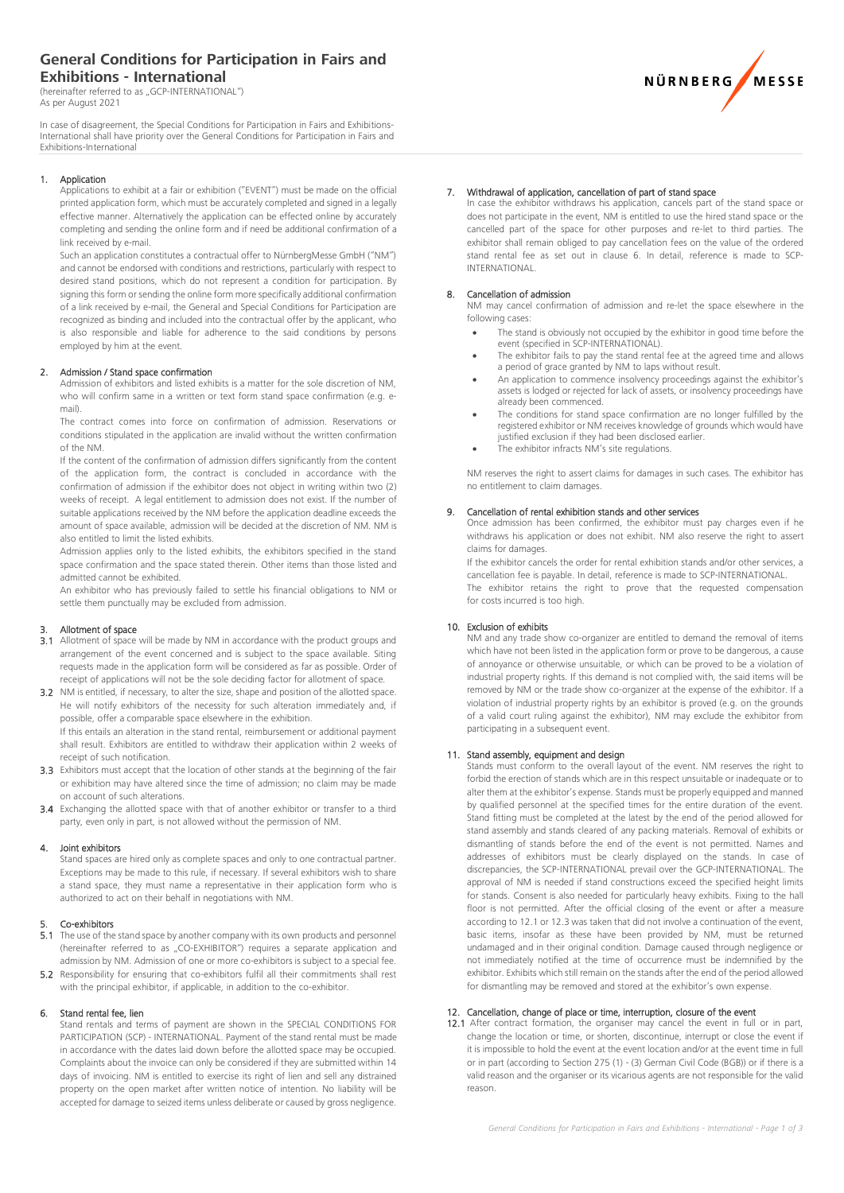# General Conditions for Participation in Fairs and Exhibitions - International

(hereinafter referred to as „GCP-INTERNATIONAL")
As per August 2021

In case of disagreement, the Special Conditions for Participation in Fairs and Exhibitions-International shall have priority over the General Conditions for Participation in Fairs and Exhibitions-International

## 1. Application

Applications to exhibit at a fair or exhibition ("EVENT") must be made on the official printed application form, which must be accurately completed and signed in a legally effective manner. Alternatively the application can be effected online by accurately completing and sending the online form and if need be additional confirmation of a link received by e-mail.

Such an application constitutes a contractual offer to NürnbergMesse GmbH ("NM") and cannot be endorsed with conditions and restrictions, particularly with respect to desired stand positions, which do not represent a condition for participation. By signing this form or sending the online form more specifically additional confirmation of a link received by e-mail, the General and Special Conditions for Participation are recognized as binding and included into the contractual offer by the applicant, who is also responsible and liable for adherence to the said conditions by persons employed by him at the event.

## 2. Admission / Stand space confirmation

Admission of exhibitors and listed exhibits is a matter for the sole discretion of NM, who will confirm same in a written or text form stand space confirmation (e.g. e-mail).

The contract comes into force on confirmation of admission. Reservations or conditions stipulated in the application are invalid without the written confirmation of the NM.

If the content of the confirmation of admission differs significantly from the content of the application form, the contract is concluded in accordance with the confirmation of admission if the exhibitor does not object in writing within two (2) weeks of receipt. A legal entitlement to admission does not exist. If the number of suitable applications received by the NM before the application deadline exceeds the amount of space available, admission will be decided at the discretion of NM. NM is also entitled to limit the listed exhibits.

Admission applies only to the listed exhibits, the exhibitors specified in the stand space confirmation and the space stated therein. Other items than those listed and admitted cannot be exhibited.

An exhibitor who has previously failed to settle his financial obligations to NM or settle them punctually may be excluded from admission.

## 3. Allotment of space

**3.1** Allotment of space will be made by NM in accordance with the product groups and arrangement of the event concerned and is subject to the space available. Siting requests made in the application form will be considered as far as possible. Order of receipt of applications will not be the sole deciding factor for allotment of space.

**3.2** NM is entitled, if necessary, to alter the size, shape and position of the allotted space. He will notify exhibitors of the necessity for such alteration immediately and, if possible, offer a comparable space elsewhere in the exhibition.

If this entails an alteration in the stand rental, reimbursement or additional payment shall result. Exhibitors are entitled to withdraw their application within 2 weeks of receipt of such notification.

**3.3** Exhibitors must accept that the location of other stands at the beginning of the fair or exhibition may have altered since the time of admission; no claim may be made on account of such alterations.

**3.4** Exchanging the allotted space with that of another exhibitor or transfer to a third party, even only in part, is not allowed without the permission of NM.

## 4. Joint exhibitors

Stand spaces are hired only as complete spaces and only to one contractual partner. Exceptions may be made to this rule, if necessary. If several exhibitors wish to share a stand space, they must name a representative in their application form who is authorized to act on their behalf in negotiations with NM.

## 5. Co-exhibitors

**5.1** The use of the stand space by another company with its own products and personnel (hereinafter referred to as „CO-EXHIBITOR") requires a separate application and admission by NM. Admission of one or more co-exhibitors is subject to a special fee.

**5.2** Responsibility for ensuring that co-exhibitors fulfil all their commitments shall rest with the principal exhibitor, if applicable, in addition to the co-exhibitor.

## 6. Stand rental fee, lien

Stand rentals and terms of payment are shown in the SPECIAL CONDITIONS FOR PARTICIPATION (SCP) - INTERNATIONAL. Payment of the stand rental must be made in accordance with the dates laid down before the allotted space may be occupied. Complaints about the invoice can only be considered if they are submitted within 14 days of invoicing. NM is entitled to exercise its right of lien and sell any distrained property on the open market after written notice of intention. No liability will be accepted for damage to seized items unless deliberate or caused by gross negligence.

## 7. Withdrawal of application, cancellation of part of stand space

In case the exhibitor withdraws his application, cancels part of the stand space or does not participate in the event, NM is entitled to use the hired stand space or the cancelled part of the space for other purposes and re-let to third parties. The exhibitor shall remain obliged to pay cancellation fees on the value of the ordered stand rental fee as set out in clause 6. In detail, reference is made to SCP-INTERNATIONAL.

## 8. Cancellation of admission

NM may cancel confirmation of admission and re-let the space elsewhere in the following cases:

- The stand is obviously not occupied by the exhibitor in good time before the event (specified in SCP-INTERNATIONAL).
- The exhibitor fails to pay the stand rental fee at the agreed time and allows a period of grace granted by NM to laps without result.
- An application to commence insolvency proceedings against the exhibitor's assets is lodged or rejected for lack of assets, or insolvency proceedings have already been commenced.
- The conditions for stand space confirmation are no longer fulfilled by the registered exhibitor or NM receives knowledge of grounds which would have justified exclusion if they had been disclosed earlier.
- The exhibitor infracts NM's site regulations.

NM reserves the right to assert claims for damages in such cases. The exhibitor has no entitlement to claim damages.

## 9. Cancellation of rental exhibition stands and other services

Once admission has been confirmed, the exhibitor must pay charges even if he withdraws his application or does not exhibit. NM also reserve the right to assert claims for damages.

If the exhibitor cancels the order for rental exhibition stands and/or other services, a cancellation fee is payable. In detail, reference is made to SCP-INTERNATIONAL.

The exhibitor retains the right to prove that the requested compensation for costs incurred is too high.

## 10. Exclusion of exhibits

NM and any trade show co-organizer are entitled to demand the removal of items which have not been listed in the application form or prove to be dangerous, a cause of annoyance or otherwise unsuitable, or which can be proved to be a violation of industrial property rights. If this demand is not complied with, the said items will be removed by NM or the trade show co-organizer at the expense of the exhibitor. If a violation of industrial property rights by an exhibitor is proved (e.g. on the grounds of a valid court ruling against the exhibitor), NM may exclude the exhibitor from participating in a subsequent event.

## 11. Stand assembly, equipment and design

Stands must conform to the overall layout of the event. NM reserves the right to forbid the erection of stands which are in this respect unsuitable or inadequate or to alter them at the exhibitor's expense. Stands must be properly equipped and manned by qualified personnel at the specified times for the entire duration of the event. Stand fitting must be completed at the latest by the end of the period allowed for stand assembly and stands cleared of any packing materials. Removal of exhibits or dismantling of stands before the end of the event is not permitted. Names and addresses of exhibitors must be clearly displayed on the stands. In case of discrepancies, the SCP-INTERNATIONAL prevail over the GCP-INTERNATIONAL. The approval of NM is needed if stand constructions exceed the specified height limits for stands. Consent is also needed for particularly heavy exhibits. Fixing to the hall floor is not permitted. After the official closing of the event or after a measure according to 12.1 or 12.3 was taken that did not involve a continuation of the event, basic items, insofar as these have been provided by NM, must be returned undamaged and in their original condition. Damage caused through negligence or not immediately notified at the time of occurrence must be indemnified by the exhibitor. Exhibits which still remain on the stands after the end of the period allowed for dismantling may be removed and stored at the exhibitor's own expense.

## 12. Cancellation, change of place or time, interruption, closure of the event

**12.1** After contract formation, the organiser may cancel the event in full or in part, change the location or time, or shorten, discontinue, interrupt or close the event if it is impossible to hold the event at the event location and/or at the event time in full or in part (according to Section 275 (1) - (3) German Civil Code (BGB)) or if there is a valid reason and the organiser or its vicarious agents are not responsible for the valid reason.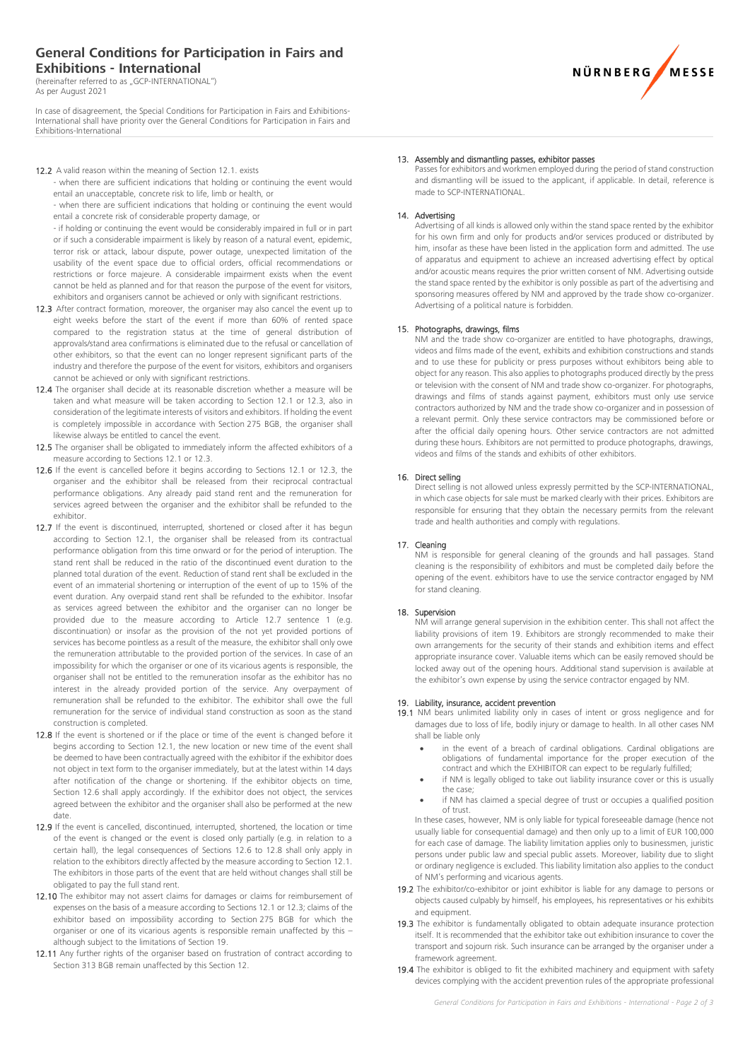12.2 A valid reason within the meaning of Section 12.1. exists

- when there are sufficient indications that holding or continuing the event would entail an unacceptable, concrete risk to life, limb or health, or
- when there are sufficient indications that holding or continuing the event would entail a concrete risk of considerable property damage, or
- if holding or continuing the event would be considerably impaired in full or in part or if such a considerable impairment is likely by reason of a natural event, epidemic, terror risk or attack, labour dispute, power outage, unexpected limitation of the usability of the event space due to official orders, official recommendations or restrictions or force majeure. A considerable impairment exists when the event cannot be held as planned and for that reason the purpose of the event for visitors, exhibitors and organisers cannot be achieved or only with significant restrictions.

12.3 After contract formation, moreover, the organiser may also cancel the event up to eight weeks before the start of the event if more than 60% of rented space compared to the registration status at the time of general distribution of approvals/stand area confirmations is eliminated due to the refusal or cancellation of other exhibitors, so that the event can no longer represent significant parts of the industry and therefore the purpose of the event for visitors, exhibitors and organisers cannot be achieved or only with significant restrictions.

12.4 The organiser shall decide at its reasonable discretion whether a measure will be taken and what measure will be taken according to Section 12.1 or 12.3, also in consideration of the legitimate interests of visitors and exhibitors. If holding the event is completely impossible in accordance with Section 275 BGB, the organiser shall likewise always be entitled to cancel the event.

12.5 The organiser shall be obligated to immediately inform the affected exhibitors of a measure according to Sections 12.1 or 12.3.

12.6 If the event is cancelled before it begins according to Sections 12.1 or 12.3, the organiser and the exhibitor shall be released from their reciprocal contractual performance obligations. Any already paid stand rent and the remuneration for services agreed between the organiser and the exhibitor shall be refunded to the exhibitor.

12.7 If the event is discontinued, interrupted, shortened or closed after it has begun according to Section 12.1, the organiser shall be released from its contractual performance obligation from this time onward or for the period of interuption. The stand rent shall be reduced in the ratio of the discontinued event duration to the planned total duration of the event. Reduction of stand rent shall be excluded in the event of an immaterial shortening or interruption of the event of up to 15% of the event duration. Any overpaid stand rent shall be refunded to the exhibitor. Insofar as services agreed between the exhibitor and the organiser can no longer be provided due to the measure according to Article 12.7 sentence 1 (e.g. discontinuation) or insofar as the provision of the not yet provided portions of services has become pointless as a result of the measure, the exhibitor shall only owe the remuneration attributable to the provided portion of the services. In case of an impossibility for which the organiser or one of its vicarious agents is responsible, the organiser shall not be entitled to the remuneration insofar as the exhibitor has no interest in the already provided portion of the service. Any overpayment of remuneration shall be refunded to the exhibitor. The exhibitor shall owe the full remuneration for the service of individual stand construction as soon as the stand construction is completed.

12.8 If the event is shortened or if the place or time of the event is changed before it begins according to Section 12.1, the new location or new time of the event shall be deemed to have been contractually agreed with the exhibitor if the exhibitor does not object in text form to the organiser immediately, but at the latest within 14 days after notification of the change or shortening. If the exhibitor objects on time, Section 12.6 shall apply accordingly. If the exhibitor does not object, the services agreed between the exhibitor and the organiser shall also be performed at the new date.

12.9 If the event is cancelled, discontinued, interrupted, shortened, the location or time of the event is changed or the event is closed only partially (e.g. in relation to a certain hall), the legal consequences of Sections 12.6 to 12.8 shall only apply in relation to the exhibitors directly affected by the measure according to Section 12.1. The exhibitors in those parts of the event that are held without changes shall still be obligated to pay the full stand rent.

12.10 The exhibitor may not assert claims for damages or claims for reimbursement of expenses on the basis of a measure according to Sections 12.1 or 12.3; claims of the exhibitor based on impossibility according to Section 275 BGB for which the organiser or one of its vicarious agents is responsible remain unaffected by this – although subject to the limitations of Section 19.

12.11 Any further rights of the organiser based on frustration of contract according to Section 313 BGB remain unaffected by this Section 12.

## 13. Assembly and dismantling passes, exhibitor passes

Passes for exhibitors and workmen employed during the period of stand construction and dismantling will be issued to the applicant, if applicable. In detail, reference is made to SCP-INTERNATIONAL.

## 14. Advertising

Advertising of all kinds is allowed only within the stand space rented by the exhibitor for his own firm and only for products and/or services produced or distributed by him, insofar as these have been listed in the application form and admitted. The use of apparatus and equipment to achieve an increased advertising effect by optical and/or acoustic means requires the prior written consent of NM. Advertising outside the stand space rented by the exhibitor is only possible as part of the advertising and sponsoring measures offered by NM and approved by the trade show co-organizer. Advertising of a political nature is forbidden.

## 15. Photographs, drawings, films

NM and the trade show co-organizer are entitled to have photographs, drawings, videos and films made of the event, exhibits and exhibition constructions and stands and to use these for publicity or press purposes without exhibitors being able to object for any reason. This also applies to photographs produced directly by the press or television with the consent of NM and trade show co-organizer. For photographs, drawings and films of stands against payment, exhibitors must only use service contractors authorized by NM and the trade show co-organizer and in possession of a relevant permit. Only these service contractors may be commissioned before or after the official daily opening hours. Other service contractors are not admitted during these hours. Exhibitors are not permitted to produce photographs, drawings, videos and films of the stands and exhibits of other exhibitors.

## 16. Direct selling

Direct selling is not allowed unless expressly permitted by the SCP-INTERNATIONAL, in which case objects for sale must be marked clearly with their prices. Exhibitors are responsible for ensuring that they obtain the necessary permits from the relevant trade and health authorities and comply with regulations.

## 17. Cleaning

NM is responsible for general cleaning of the grounds and hall passages. Stand cleaning is the responsibility of exhibitors and must be completed daily before the opening of the event. exhibitors have to use the service contractor engaged by NM for stand cleaning.

## 18. Supervision

NM will arrange general supervision in the exhibition center. This shall not affect the liability provisions of item 19. Exhibitors are strongly recommended to make their own arrangements for the security of their stands and exhibition items and effect appropriate insurance cover. Valuable items which can be easily removed should be locked away out of the opening hours. Additional stand supervision is available at the exhibitor's own expense by using the service contractor engaged by NM.

## 19. Liability, insurance, accident prevention

19.1 NM bears unlimited liability only in cases of intent or gross negligence and for damages due to loss of life, bodily injury or damage to health. In all other cases NM shall be liable only

- in the event of a breach of cardinal obligations. Cardinal obligations are obligations of fundamental importance for the proper execution of the contract and which the EXHIBITOR can expect to be regularly fulfilled;
- if NM is legally obliged to take out liability insurance cover or this is usually the case;
- if NM has claimed a special degree of trust or occupies a qualified position of trust.

In these cases, however, NM is only liable for typical foreseeable damage (hence not usually liable for consequential damage) and then only up to a limit of EUR 100,000 for each case of damage. The liability limitation applies only to businessmen, juristic persons under public law and special public assets. Moreover, liability due to slight or ordinary negligence is excluded. This liability limitation also applies to the conduct of NM's performing and vicarious agents.

19.2 The exhibitor/co-exhibitor or joint exhibitor is liable for any damage to persons or objects caused culpably by himself, his employees, his representatives or his exhibits and equipment.

19.3 The exhibitor is fundamentally obligated to obtain adequate insurance protection itself. It is recommended that the exhibitor take out exhibition insurance to cover the transport and sojourn risk. Such insurance can be arranged by the organiser under a framework agreement.

19.4 The exhibitor is obliged to fit the exhibited machinery and equipment with safety devices complying with the accident prevention rules of the appropriate professional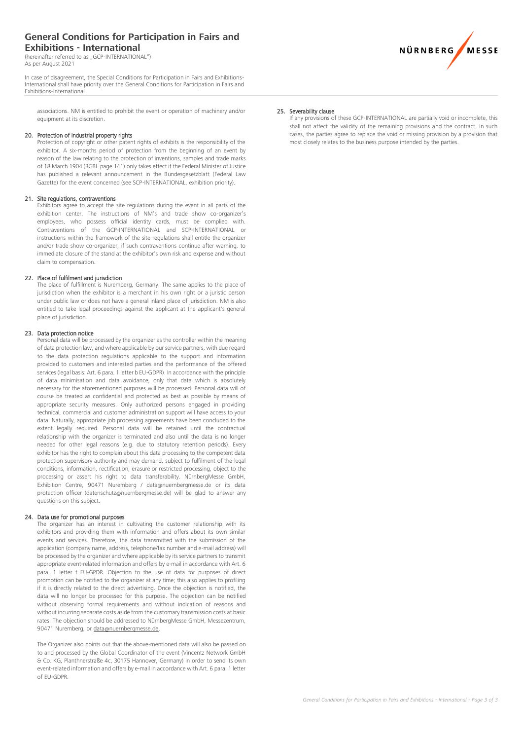associations. NM is entitled to prohibit the event or operation of machinery and/or equipment at its discretion.

## 20. Protection of industrial property rights

Protection of copyright or other patent rights of exhibits is the responsibility of the exhibitor. A six-months period of protection from the beginning of an event by reason of the law relating to the protection of inventions, samples and trade marks of 18 March 1904 (RGBl. page 141) only takes effect if the Federal Minister of Justice has published a relevant announcement in the Bundesgesetzblatt (Federal Law Gazette) for the event concerned (see SCP-INTERNATIONAL, exhibition priority).

## 21. Site regulations, contraventions

Exhibitors agree to accept the site regulations during the event in all parts of the exhibition center. The instructions of NM's and trade show co-organizer's employees, who possess official identity cards, must be complied with. Contraventions of the GCP-INTERNATIONAL and SCP-INTERNATIONAL or instructions within the framework of the site regulations shall entitle the organizer and/or trade show co-organizer, if such contraventions continue after warning, to immediate closure of the stand at the exhibitor's own risk and expense and without claim to compensation.

## 22. Place of fulfilment and jurisdiction

The place of fulfillment is Nuremberg, Germany. The same applies to the place of jurisdiction when the exhibitor is a merchant in his own right or a juristic person under public law or does not have a general inland place of jurisdiction. NM is also entitled to take legal proceedings against the applicant at the applicant's general place of jurisdiction.

## 23. Data protection notice

Personal data will be processed by the organizer as the controller within the meaning of data protection law, and where applicable by our service partners, with due regard to the data protection regulations applicable to the support and information provided to customers and interested parties and the performance of the offered services (legal basis: Art. 6 para. 1 letter b EU-GDPR). In accordance with the principle of data minimisation and data avoidance, only that data which is absolutely necessary for the aforementioned purposes will be processed. Personal data will of course be treated as confidential and protected as best as possible by means of appropriate security measures. Only authorized persons engaged in providing technical, commercial and customer administration support will have access to your data. Naturally, appropriate job processing agreements have been concluded to the extent legally required. Personal data will be retained until the contractual relationship with the organizer is terminated and also until the data is no longer needed for other legal reasons (e.g. due to statutory retention periods). Every exhibitor has the right to complain about this data processing to the competent data protection supervisory authority and may demand, subject to fulfilment of the legal conditions, information, rectification, erasure or restricted processing, object to the processing or assert his right to data transferability. NürnbergMesse GmbH, Exhibition Centre, 90471 Nuremberg / data@nuernbergmesse.de or its data protection officer (datenschutz@nuernbergmesse.de) will be glad to answer any questions on this subject.

## 24. Data use for promotional purposes

The organizer has an interest in cultivating the customer relationship with its exhibitors and providing them with information and offers about its own similar events and services. Therefore, the data transmitted with the submission of the application (company name, address, telephone/fax number and e-mail address) will be processed by the organizer and where applicable by its service partners to transmit appropriate event-related information and offers by e-mail in accordance with Art. 6 para. 1 letter f EU-GPDR. Objection to the use of data for purposes of direct promotion can be notified to the organizer at any time; this also applies to profiling if it is directly related to the direct advertising. Once the objection is notified, the data will no longer be processed for this purpose. The objection can be notified without observing formal requirements and without indication of reasons and without incurring separate costs aside from the customary transmission costs at basic rates. The objection should be addressed to NürnbergMesse GmbH, Messezentrum, 90471 Nuremberg, or data@nuernbergmesse.de.

The Organizer also points out that the above-mentioned data will also be passed on to and processed by the Global Coordinator of the event (Vincentz Network GmbH & Co. KG, Planthnerstraße 4c, 30175 Hannover, Germany) in order to send its own event-related information and offers by e-mail in accordance with Art. 6 para. 1 letter of EU-GDPR.

## 25. Severability clause

If any provisions of these GCP-INTERNATIONAL are partially void or incomplete, this shall not affect the validity of the remaining provisions and the contract. In such cases, the parties agree to replace the void or missing provision by a provision that most closely relates to the business purpose intended by the parties.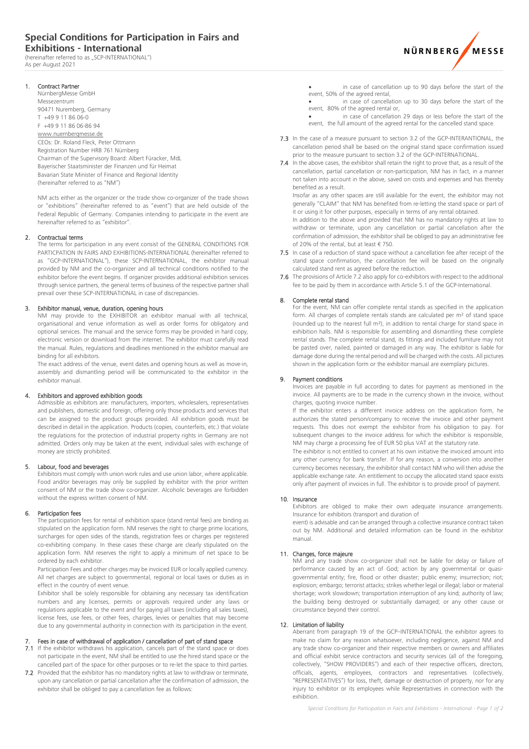# Special Conditions for Participation in Fairs and Exhibitions - International

(hereinafter referred to as „SCP-INTERNATIONAL")
As per August 2021

## 1. Contract Partner

NürnbergMesse GmbH
Messezentrum
90471 Nuremberg, Germany
T +49 9 11 86 06-0
F +49 9 11 86 06-86 94
www.nuernbergmesse.de
CEOs: Dr. Roland Fleck, Peter Ottmann
Registration Number HRB 761 Nürnberg
Chairman of the Supervisory Board: Albert Füracker, MdL
Bayerischer Staatsminister der Finanzen und für Heimat
Bavarian State Minister of Finance and Regional Identity
(hereinafter referred to as "NM")

NM acts either as the organizer or the trade show co-organizer of the trade shows or "exhibitions" (hereinafter referred to as "event") that are held outside of the Federal Republic of Germany. Companies intending to participate in the event are hereinafter referred to as "exhibitor".

## 2. Contractual terms

The terms for participation in any event consist of the GENERAL CONDITIONS FOR PARTICPATION IN FAIRS AND EXHIBITIONS-INTERNATIONAL (hereinafter referred to as "GCP-INTERNATIONAL"), these SCP-INTERNATIONAL, the exhibitor manual provided by NM and the co-organizer and all technical conditions notified to the exhibitor before the event begins. If organizer provides additional exhibition services through service partners, the general terms of business of the respective partner shall prevail over these SCP-INTERNATIONAL in case of discrepancies.

## 3. Exhibitor manual, venue, duration, opening hours

NM may provide to the EXHIBITOR an exhibitor manual with all technical, organisational and venue information as well as order forms for obligatory and optional services. The manual and the service forms may be provided in hard copy, electronic version or download from the internet. The exhibitor must carefully read the manual. Rules, regulations and deadlines mentioned in the exhibitor manual are binding for all exhibitors.

The exact address of the venue, event dates and opening hours as well as move-in, assembly and dismantling period will be communicated to the exhibitor in the exhibitor manual.

## 4. Exhibitors and approved exhibition goods

Admissible as exhibitors are: manufacturers, importers, wholesalers, representatives and publishers, domestic and foreign, offering only those products and services that can be assigned to the product groups provided. All exhibition goods must be described in detail in the application. Products (copies, counterfeits, etc.) that violate the regulations for the protection of industrial property rights in Germany are not admitted. Orders only may be taken at the event, individual sales with exchange of money are strictly prohibited.

## 5. Labour, food and beverages

Exhibitors must comply with union work rules and use union labor, where applicable. Food and/or beverages may only be supplied by exhibitor with the prior written consent of NM or the trade show co-organizer. Alcoholic beverages are forbidden without the express written consent of NM.

## 6. Participation fees

The participation fees for rental of exhibition space (stand rental fees) are binding as stipulated on the application form. NM reserves the right to charge prime locations, surcharges for open sides of the stands, registration fees or charges per registered co-exhibiting company. In these cases these charge are clearly stipulated on the application form. NM reserves the right to apply a minimum of net space to be ordered by each exhibitor.

Participation Fees and other charges may be invoiced EUR or locally applied currency. All net charges are subject to governmental, regional or local taxes or duties as in effect in the country of event venue.

Exhibitor shall be solely responsible for obtaining any necessary tax identification numbers and any licenses, permits or approvals required under any laws or regulations applicable to the event and for paying all taxes (including all sales taxes), license fees, use fees, or other fees, charges, levies or penalties that may become due to any governmental authority in connection with its participation in the event.

## 7. Fees in case of withdrawal of application / cancellation of part of stand space

**7.1** If the exhibitor withdraws his application, cancels part of the stand space or does not participate in the event, NM shall be entitled to use the hired stand space or the cancelled part of the space for other purposes or to re-let the space to third parties.

**7.2** Provided that the exhibitor has no mandatory rights at law to withdraw or terminate, upon any cancellation or partial cancellation after the confirmation of admission, the exhibitor shall be obliged to pay a cancellation fee as follows:

- in case of cancellation up to 90 days before the start of the event, 50% of the agreed rental,
- in case of cancellation up to 30 days before the start of the event, 80% of the agreed rental or,
- in case of cancellation 29 days or less before the start of the event, the full amount of the agreed rental for the cancelled stand space.

**7.3** In the case of a measure pursuant to section 3.2 of the GCP-INTERANTIONAL, the cancellation period shall be based on the original stand space confirmation issued prior to the measure pursuant to section 3.2 of the GCP-INTERNATIONAL.

**7.4** In the above cases, the exhibitor shall retain the right to prove that, as a result of the cancellation, partial cancellation or non-participation, NM has in fact, in a manner not taken into account in the above, saved on costs and expenses and has thereby benefited as a result.

Insofar as any other spaces are still available for the event, the exhibitor may not generally "CLAIM" that NM has benefited from re-letting the stand space or part of it or using it for other purposes, especially in terms of any rental obtained.

In addition to the above and provided that NM has no mandatory rights at law to withdraw or terminate, upon any cancellation or partial cancellation after the confirmation of admission, the exhibitor shall be obliged to pay an administrative fee of 20% of the rental, but at least € 750.

**7.5** In case of a reduction of stand space without a cancellation fee after receipt of the stand space confirmation, the cancellation fee will be based on the originally calculated stand rent as agreed before the reduction.

**7.6** The provisions of Article 7.2 also apply for co-exhibitors with respect to the additional fee to be paid by them in accordance with Article 5.1 of the GCP-International.

## 8. Complete rental stand

For the event, NM can offer complete rental stands as specified in the application form. All charges of complete rentals stands are calculated per m² of stand space (rounded up to the nearest full m²), in addition to rental charge for stand space in exhibition halls. NM is responsible for assembling and dismantling these complete rental stands. The complete rental stand, its fittings and included furniture may not be pasted over, nailed, painted or damaged in any way. The exhibitor is liable for damage done during the rental period and will be charged with the costs. All pictures shown in the application form or the exhibitor manual are exemplary pictures.

## 9. Payment conditions

Invoices are payable in full according to dates for payment as mentioned in the invoice. All payments are to be made in the currency shown in the invoice, without charges, quoting invoice number.

If the exhibitor enters a different invoice address on the application form, he authorizes the stated person/company to receive the invoice and other payment requests. This does not exempt the exhibitor from his obligation to pay. For subsequent changes to the invoice address for which the exhibitor is responsible, NM may charge a processing fee of EUR 50 plus VAT at the statutory rate.

The exhibitor is not entitled to convert at his own initiative the invoiced amount into any other currency for bank transfer. If for any reason, a conversion into another currency becomes necessary, the exhibitor shall contact NM who will then advise the applicable exchange rate. An entitlement to occupy the allocated stand space exists only after payment of invoices in full. The exhibitor is to provide proof of payment.

## 10. Insurance

Exhibitors are obliged to make their own adequate insurance arrangements. Insurance for exhibitors (transport and duration of event) is advisable and can be arranged through a collective insurance contract taken out by NM. Additional and detailed information can be found in the exhibitor manual.

## 11. Changes, force majeure

NM and any trade show co-organizer shall not be liable for delay or failure of performance caused by an act of God; action by any governmental or quasi-governmental entity; fire, flood or other disaster; public enemy; insurrection; riot; explosion; embargo; terrorist attacks; strikes whether legal or illegal; labor or material shortage; work slowdown; transportation interruption of any kind; authority of law; the building being destroyed or substantially damaged; or any other cause or circumstance beyond their control.

## 12. Limitation of liability

Aberrant from paragraph 19 of the GCP–INTERNATIONAL the exhibitor agrees to make no claim for any reason whatsoever, including negligence, against NM and any trade show co-organizer and their respective members or owners and affiliates and official exhibit service contractors and security services (all of the foregoing, collectively, "SHOW PROVIDERS") and each of their respective officers, directors, officials, agents, employees, contractors and representatives (collectively, "REPRESENTATIVES") for loss, theft, damage or destruction of property, nor for any injury to exhibitor or its employees while Representatives in connection with the exhibition.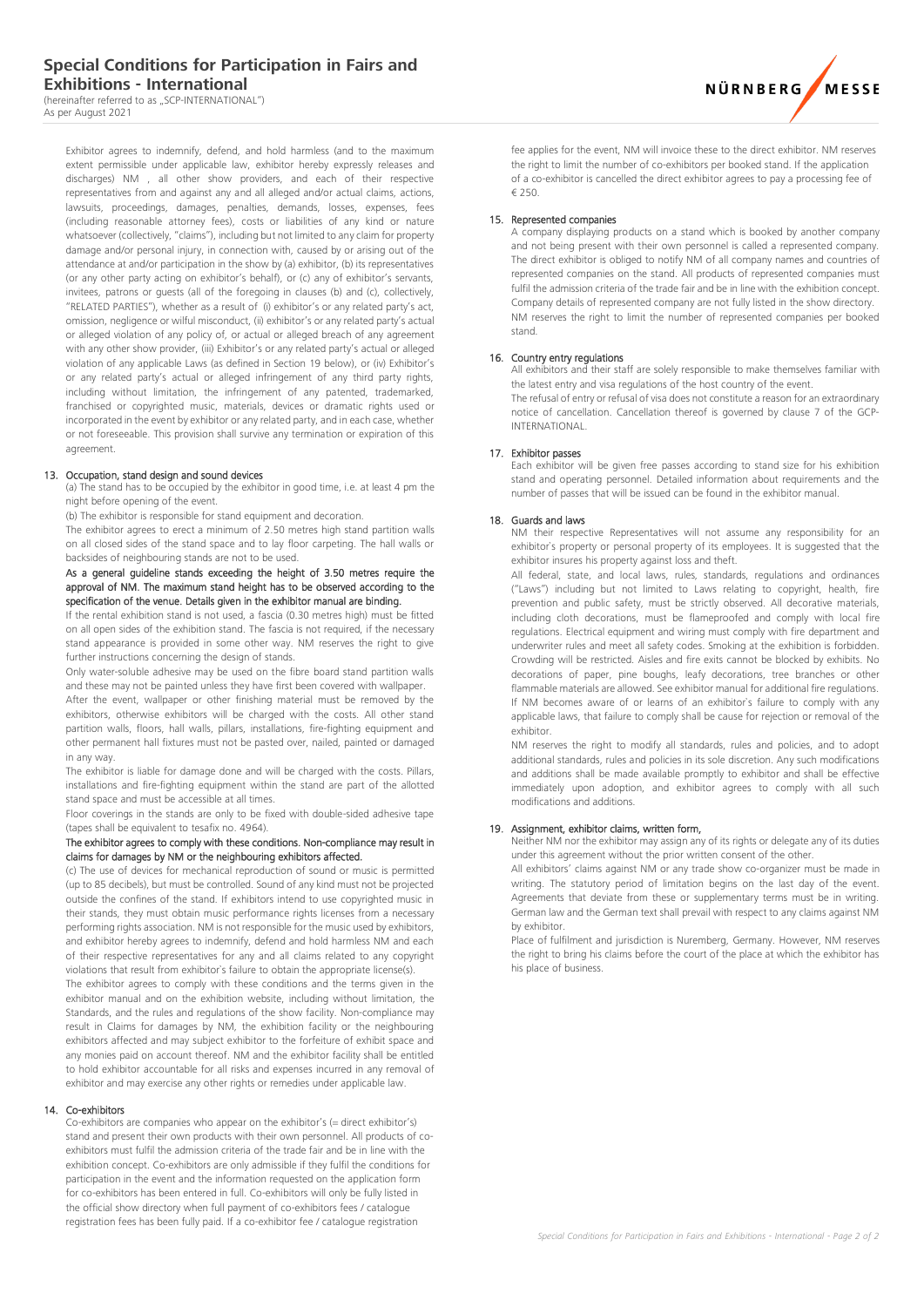# Special Conditions for Participation in Fairs and Exhibitions - International

(hereinafter referred to as „SCP-INTERNATIONAL")
As per August 2021

Exhibitor agrees to indemnify, defend, and hold harmless (and to the maximum extent permissible under applicable law, exhibitor hereby expressly releases and discharges) NM , all other show providers, and each of their respective representatives from and against any and all alleged and/or actual claims, actions, lawsuits, proceedings, damages, penalties, demands, losses, expenses, fees (including reasonable attorney fees), costs or liabilities of any kind or nature whatsoever (collectively, "claims"), including but not limited to any claim for property damage and/or personal injury, in connection with, caused by or arising out of the attendance at and/or participation in the show by (a) exhibitor, (b) its representatives (or any other party acting on exhibitor's behalf), or (c) any of exhibitor's servants, invitees, patrons or guests (all of the foregoing in clauses (b) and (c), collectively, "RELATED PARTIES"), whether as a result of (i) exhibitor's or any related party's act, omission, negligence or wilful misconduct, (ii) exhibitor's or any related party's actual or alleged violation of any policy of, or actual or alleged breach of any agreement with any other show provider, (iii) Exhibitor's or any related party's actual or alleged violation of any applicable Laws (as defined in Section 19 below), or (iv) Exhibitor's or any related party's actual or alleged infringement of any third party rights, including without limitation, the infringement of any patented, trademarked, franchised or copyrighted music, materials, devices or dramatic rights used or incorporated in the event by exhibitor or any related party, and in each case, whether or not foreseeable. This provision shall survive any termination or expiration of this agreement.

## 13. Occupation, stand design and sound devices

(a) The stand has to be occupied by the exhibitor in good time, i.e. at least 4 pm the night before opening of the event.

(b) The exhibitor is responsible for stand equipment and decoration.

The exhibitor agrees to erect a minimum of 2.50 metres high stand partition walls on all closed sides of the stand space and to lay floor carpeting. The hall walls or backsides of neighbouring stands are not to be used.

**As a general guideline stands exceeding the height of 3.50 metres require the approval of NM. The maximum stand height has to be observed according to the specification of the venue. Details given in the exhibitor manual are binding.**

If the rental exhibition stand is not used, a fascia (0.30 metres high) must be fitted on all open sides of the exhibition stand. The fascia is not required, if the necessary stand appearance is provided in some other way. NM reserves the right to give further instructions concerning the design of stands.

Only water-soluble adhesive may be used on the fibre board stand partition walls and these may not be painted unless they have first been covered with wallpaper.

After the event, wallpaper or other finishing material must be removed by the exhibitors, otherwise exhibitors will be charged with the costs. All other stand partition walls, floors, hall walls, pillars, installations, fire-fighting equipment and other permanent hall fixtures must not be pasted over, nailed, painted or damaged in any way.

The exhibitor is liable for damage done and will be charged with the costs. Pillars, installations and fire-fighting equipment within the stand are part of the allotted stand space and must be accessible at all times.

Floor coverings in the stands are only to be fixed with double-sided adhesive tape (tapes shall be equivalent to tesafix no. 4964).

**The exhibitor agrees to comply with these conditions. Non-compliance may result in claims for damages by NM or the neighbouring exhibitors affected.**

(c) The use of devices for mechanical reproduction of sound or music is permitted (up to 85 decibels), but must be controlled. Sound of any kind must not be projected outside the confines of the stand. If exhibitors intend to use copyrighted music in their stands, they must obtain music performance rights licenses from a necessary performing rights association. NM is not responsible for the music used by exhibitors, and exhibitor hereby agrees to indemnify, defend and hold harmless NM and each of their respective representatives for any and all claims related to any copyright violations that result from exhibitor's failure to obtain the appropriate license(s).

The exhibitor agrees to comply with these conditions and the terms given in the exhibitor manual and on the exhibition website, including without limitation, the Standards, and the rules and regulations of the show facility. Non-compliance may result in Claims for damages by NM, the exhibition facility or the neighbouring exhibitors affected and may subject exhibitor to the forfeiture of exhibit space and any monies paid on account thereof. NM and the exhibitor facility shall be entitled to hold exhibitor accountable for all risks and expenses incurred in any removal of exhibitor and may exercise any other rights or remedies under applicable law.

## 14. Co-exhibitors

Co-exhibitors are companies who appear on the exhibitor's (= direct exhibitor's) stand and present their own products with their own personnel. All products of co-exhibitors must fulfil the admission criteria of the trade fair and be in line with the exhibition concept. Co-exhibitors are only admissible if they fulfil the conditions for participation in the event and the information requested on the application form for co-exhibitors has been entered in full. Co-exhibitors will only be fully listed in the official show directory when full payment of co-exhibitors fees / catalogue registration fees has been fully paid. If a co-exhibitor fee / catalogue registration fee applies for the event, NM will invoice these to the direct exhibitor. NM reserves the right to limit the number of co-exhibitors per booked stand. If the application of a co-exhibitor is cancelled the direct exhibitor agrees to pay a processing fee of € 250.

## 15. Represented companies

A company displaying products on a stand which is booked by another company and not being present with their own personnel is called a represented company. The direct exhibitor is obliged to notify NM of all company names and countries of represented companies on the stand. All products of represented companies must fulfil the admission criteria of the trade fair and be in line with the exhibition concept. Company details of represented company are not fully listed in the show directory. NM reserves the right to limit the number of represented companies per booked stand.

## 16. Country entry regulations

All exhibitors and their staff are solely responsible to make themselves familiar with the latest entry and visa regulations of the host country of the event.

The refusal of entry or refusal of visa does not constitute a reason for an extraordinary notice of cancellation. Cancellation thereof is governed by clause 7 of the GCP-INTERNATIONAL.

## 17. Exhibitor passes

Each exhibitor will be given free passes according to stand size for his exhibition stand and operating personnel. Detailed information about requirements and the number of passes that will be issued can be found in the exhibitor manual.

## 18. Guards and laws

NM their respective Representatives will not assume any responsibility for an exhibitor's property or personal property of its employees. It is suggested that the exhibitor insures his property against loss and theft.

All federal, state, and local laws, rules, standards, regulations and ordinances ("Laws") including but not limited to Laws relating to copyright, health, fire prevention and public safety, must be strictly observed. All decorative materials, including cloth decorations, must be flameproofed and comply with local fire regulations. Electrical equipment and wiring must comply with fire department and underwriter rules and meet all safety codes. Smoking at the exhibition is forbidden. Crowding will be restricted. Aisles and fire exits cannot be blocked by exhibits. No decorations of paper, pine boughs, leafy decorations, tree branches or other flammable materials are allowed. See exhibitor manual for additional fire regulations. If NM becomes aware of or learns of an exhibitor's failure to comply with any applicable laws, that failure to comply shall be cause for rejection or removal of the exhibitor.

NM reserves the right to modify all standards, rules and policies, and to adopt additional standards, rules and policies in its sole discretion. Any such modifications and additions shall be made available promptly to exhibitor and shall be effective immediately upon adoption, and exhibitor agrees to comply with all such modifications and additions.

## 19. Assignment, exhibitor claims, written form,

Neither NM nor the exhibitor may assign any of its rights or delegate any of its duties under this agreement without the prior written consent of the other.

All exhibitors' claims against NM or any trade show co-organizer must be made in writing. The statutory period of limitation begins on the last day of the event. Agreements that deviate from these or supplementary terms must be in writing. German law and the German text shall prevail with respect to any claims against NM by exhibitor.

Place of fulfilment and jurisdiction is Nuremberg, Germany. However, NM reserves the right to bring his claims before the court of the place at which the exhibitor has his place of business.